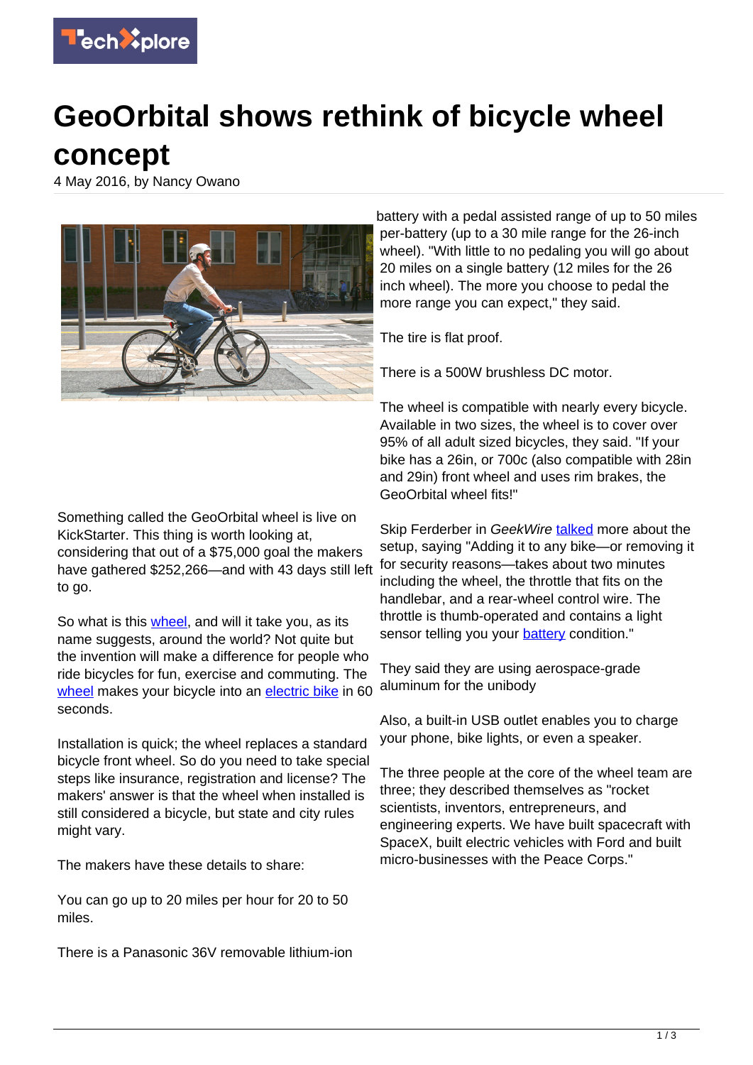# GeoOrbital shows rethink of bicycle wheel concept

4 May 2016, by Nancy Owano

Something called the GeoOrbital wheel is live on KickStarter. This thing is worth looking at, considering that out of a $75,000 goal the makers have gathered $252,266—and with 43 days still left to go.

So what is this wheel, and will it take you, as its name suggests, around the world? Not quite but the invention will make a difference for people who ride bicycles for fun, exercise and commuting. The wheel makes your bicycle into an electric bike in 60 seconds.

Installation is quick; the wheel replaces a standard bicycle front wheel. So do you need to take special steps like insurance, registration and license? The makers' answer is that the wheel when installed is still considered a bicycle, but state and city rules might vary.

The makers have these details to share:

You can go up to 20 miles per hour for 20 to 50 miles.

There is a Panasonic 36V removable lithium-ion battery with a pedal assisted range of up to 50 miles per-battery (up to a 30 mile range for the 26-inch wheel). "With little to no pedaling you will go about 20 miles on a single battery (12 miles for the 26 inch wheel). The more you choose to pedal the more range you can expect," they said.

The tire is flat proof.

There is a 500W brushless DC motor.

The wheel is compatible with nearly every bicycle. Available in two sizes, the wheel is to cover over 95% of all adult sized bicycles, they said. "If your bike has a 26in, or 700c (also compatible with 28in and 29in) front wheel and uses rim brakes, the GeoOrbital wheel fits!"

Skip Ferderber in *GeekWire* talked more about the setup, saying "Adding it to any bike—or removing it for security reasons—takes about two minutes including the wheel, the throttle that fits on the handlebar, and a rear-wheel control wire. The throttle is thumb-operated and contains a light sensor telling you your battery condition."

They said they are using aerospace-grade aluminum for the unibody

Also, a built-in USB outlet enables you to charge your phone, bike lights, or even a speaker.

The three people at the core of the wheel team are three; they described themselves as "rocket scientists, inventors, entrepreneurs, and engineering experts. We have built spacecraft with SpaceX, built electric vehicles with Ford and built micro-businesses with the Peace Corps."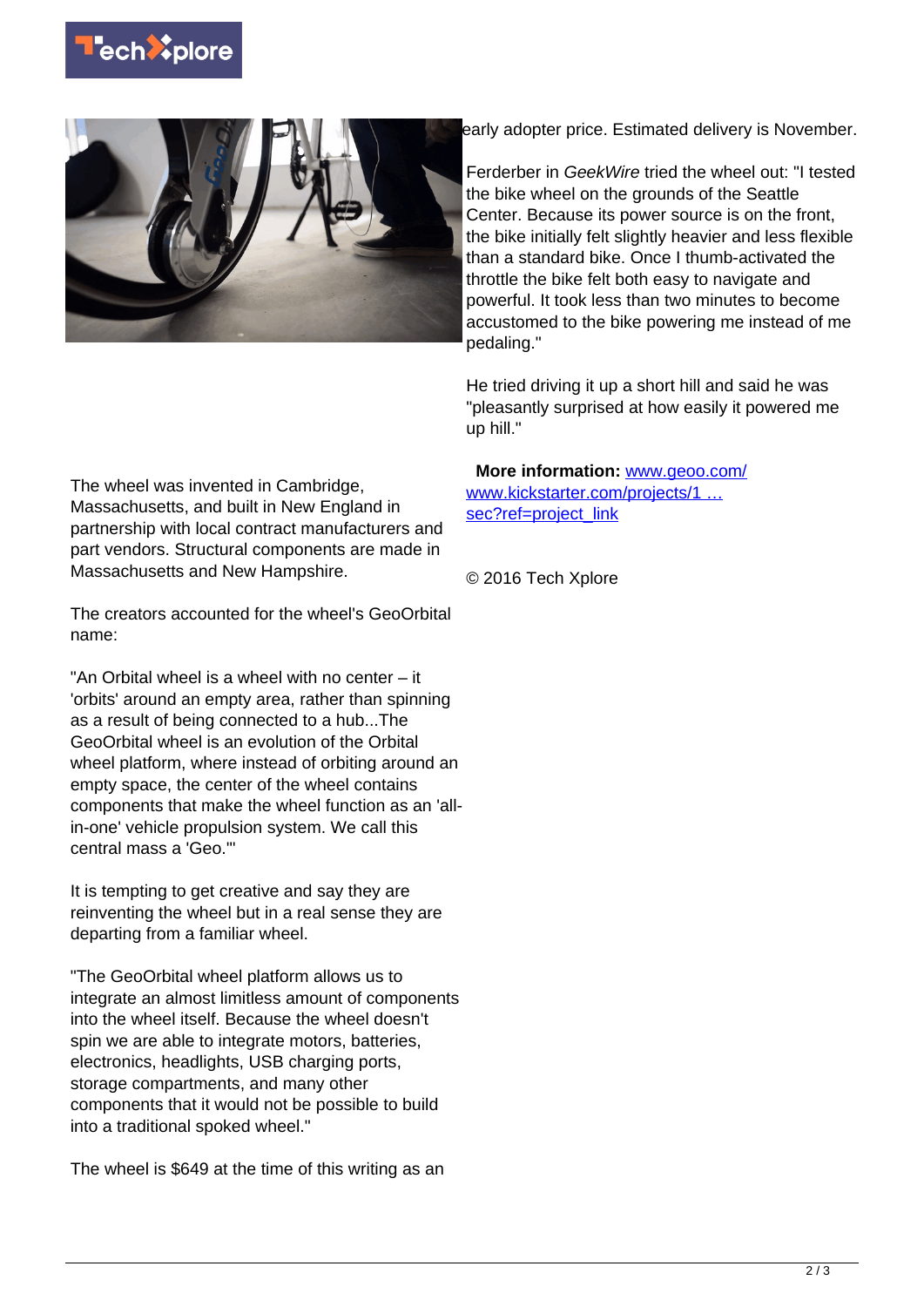The wheel was invented in Cambridge, Massachusetts, and built in New England in partnership with local contract manufacturers and part vendors. Structural components are made in Massachusetts and New Hampshire.

The creators accounted for the wheel's GeoOrbital name:

"An Orbital wheel is a wheel with no center – it 'orbits' around an empty area, rather than spinning as a result of being connected to a hub...The GeoOrbital wheel is an evolution of the Orbital wheel platform, where instead of orbiting around an empty space, the center of the wheel contains components that make the wheel function as an 'all-in-one' vehicle propulsion system. We call this central mass a 'Geo.'"

It is tempting to get creative and say they are reinventing the wheel but in a real sense they are departing from a familiar wheel.

"The GeoOrbital wheel platform allows us to integrate an almost limitless amount of components into the wheel itself. Because the wheel doesn't spin we are able to integrate motors, batteries, electronics, headlights, USB charging ports, storage compartments, and many other components that it would not be possible to build into a traditional spoked wheel."

The wheel is $649 at the time of this writing as an early adopter price. Estimated delivery is November.

Ferderber in *GeekWire* tried the wheel out: "I tested the bike wheel on the grounds of the Seattle Center. Because its power source is on the front, the bike initially felt slightly heavier and less flexible than a standard bike. Once I thumb-activated the throttle the bike felt both easy to navigate and powerful. It took less than two minutes to become accustomed to the bike powering me instead of me pedaling."

He tried driving it up a short hill and said he was "pleasantly surprised at how easily it powered me up hill."

**More information:** www.geoo.com/ www.kickstarter.com/projects/1 … sec?ref=project_link

© 2016 Tech Xplore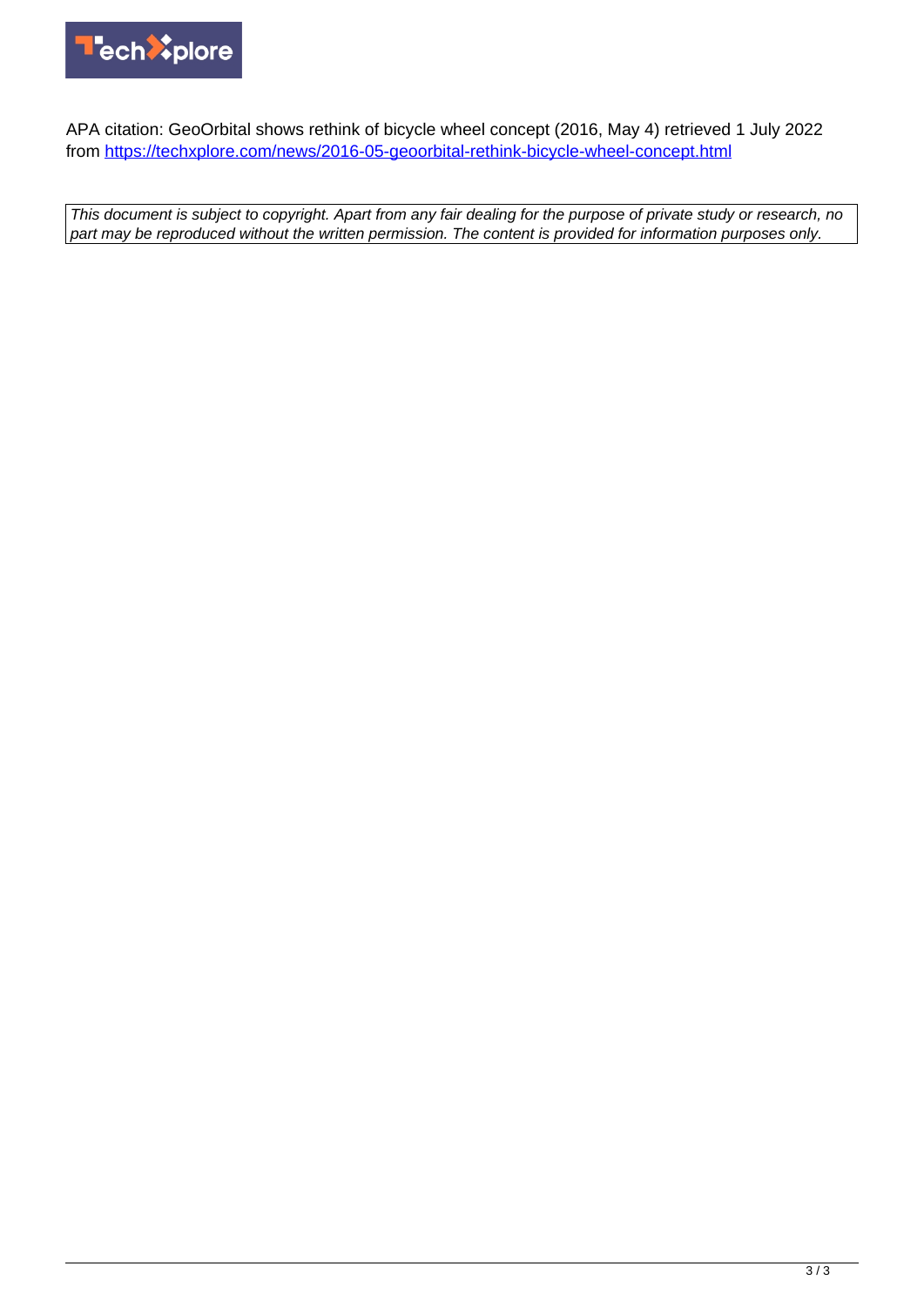APA citation: GeoOrbital shows rethink of bicycle wheel concept (2016, May 4) retrieved 1 July 2022 from https://techxplore.com/news/2016-05-geoorbital-rethink-bicycle-wheel-concept.html

*This document is subject to copyright. Apart from any fair dealing for the purpose of private study or research, no part may be reproduced without the written permission. The content is provided for information purposes only.*